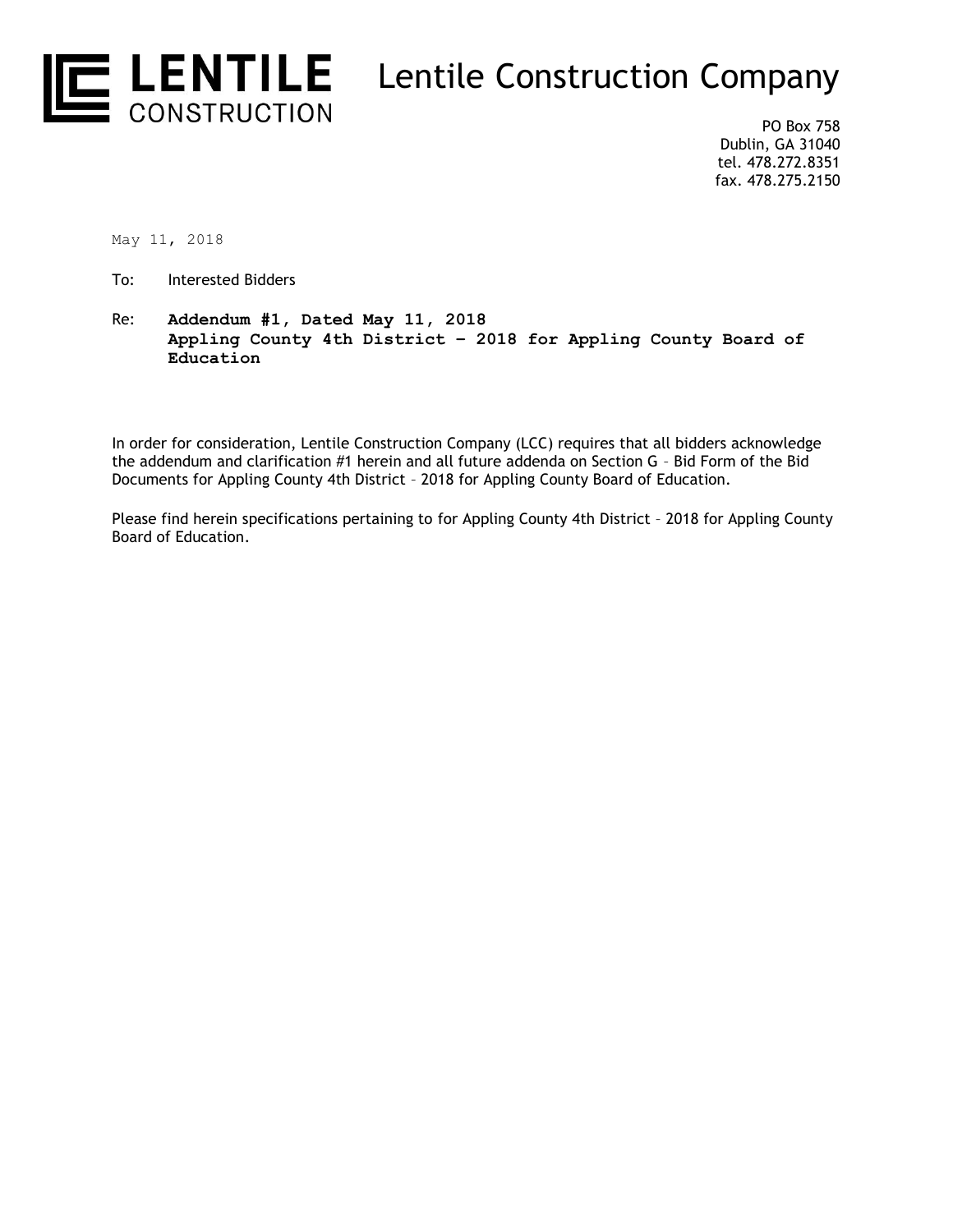# LENTILE CONSTRUCTION

# Lentile Construction Company

PO Box 758
Dublin, GA 31040
tel. 478.272.8351
fax. 478.275.2150

May 11, 2018

To: Interested Bidders

Re: **Addendum #1, Dated May 11, 2018**
**Appling County 4th District – 2018 for Appling County Board of Education**

In order for consideration, Lentile Construction Company (LCC) requires that all bidders acknowledge the addendum and clarification #1 herein and all future addenda on Section G – Bid Form of the Bid Documents for Appling County 4th District – 2018 for Appling County Board of Education.

Please find herein specifications pertaining to for Appling County 4th District – 2018 for Appling County Board of Education.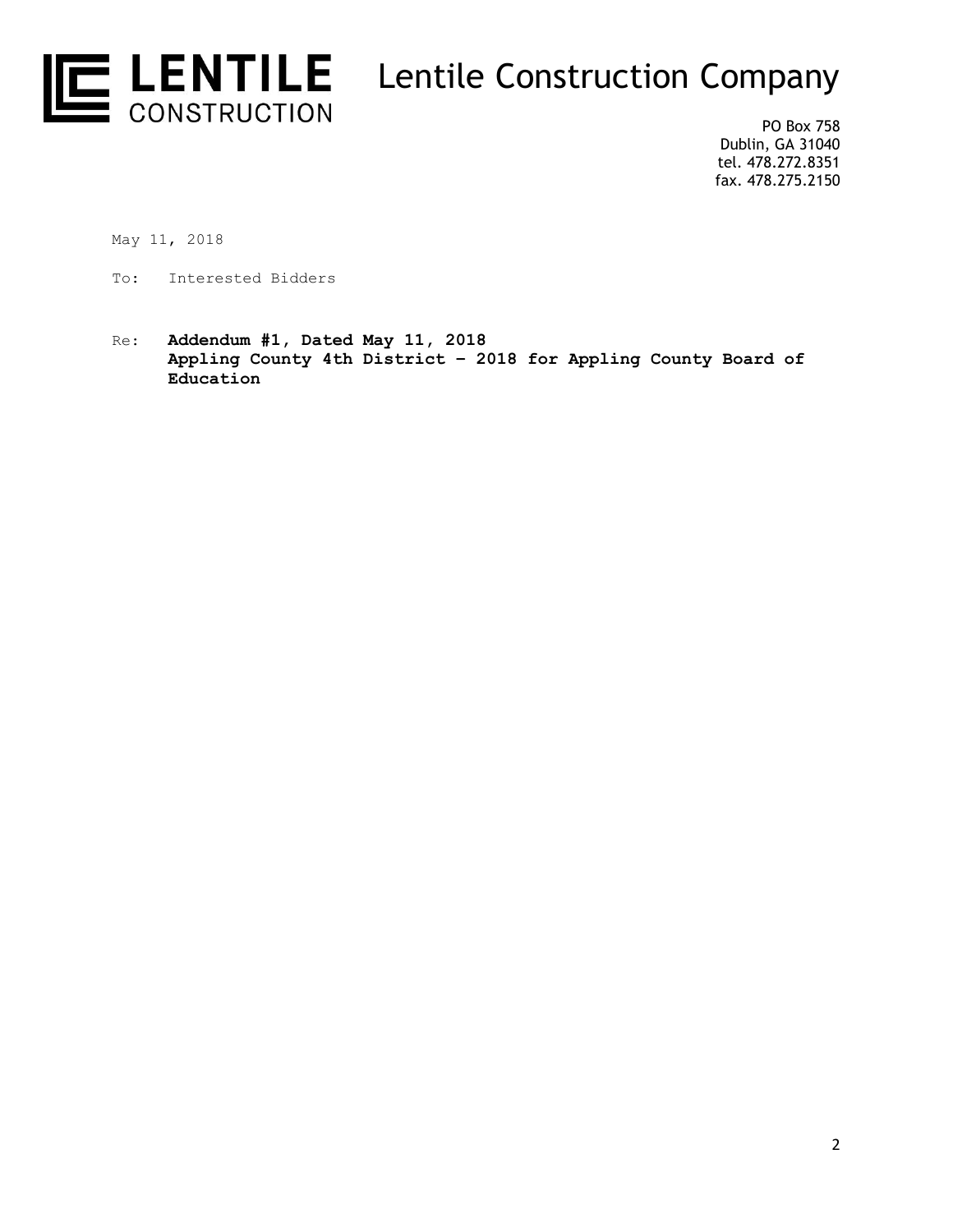# Lentile Construction Company

PO Box 758
Dublin, GA 31040
tel. 478.272.8351
fax. 478.275.2150

May 11, 2018

To: Interested Bidders

Re: **Addendum #1, Dated May 11, 2018**
**Appling County 4th District – 2018 for Appling County Board of Education**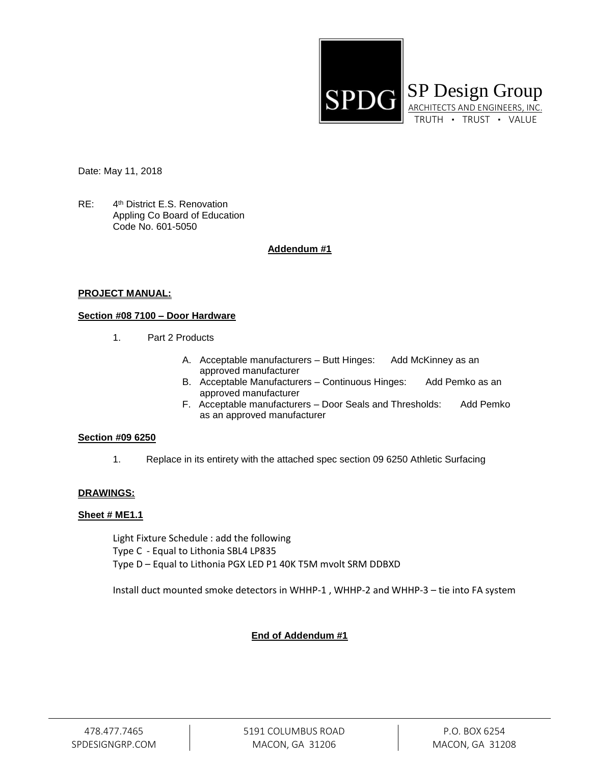SPDG

SP Design Group
ARCHITECTS AND ENGINEERS, INC.
TRUTH • TRUST • VALUE

Date: May 11, 2018

RE: 4th District E.S. Renovation
Appling Co Board of Education
Code No. 601-5050

**Addendum #1**

**PROJECT MANUAL:**

**Section #08 7100 – Door Hardware**

1. Part 2 Products

   A. Acceptable manufacturers – Butt Hinges: Add McKinney as an approved manufacturer
   B. Acceptable Manufacturers – Continuous Hinges: Add Pemko as an approved manufacturer
   F. Acceptable manufacturers – Door Seals and Thresholds: Add Pemko as an approved manufacturer

**Section #09 6250**

1. Replace in its entirety with the attached spec section 09 6250 Athletic Surfacing

**DRAWINGS:**

**Sheet # ME1.1**

Light Fixture Schedule : add the following
Type C - Equal to Lithonia SBL4 LP835
Type D – Equal to Lithonia PGX LED P1 40K T5M mvolt SRM DDBXD

Install duct mounted smoke detectors in WHHP-1 , WHHP-2 and WHHP-3 – tie into FA system

**End of Addendum #1**

478.477.7465
SPDESIGNGRP.COM

5191 COLUMBUS ROAD
MACON, GA 31206

P.O. BOX 6254
MACON, GA 31208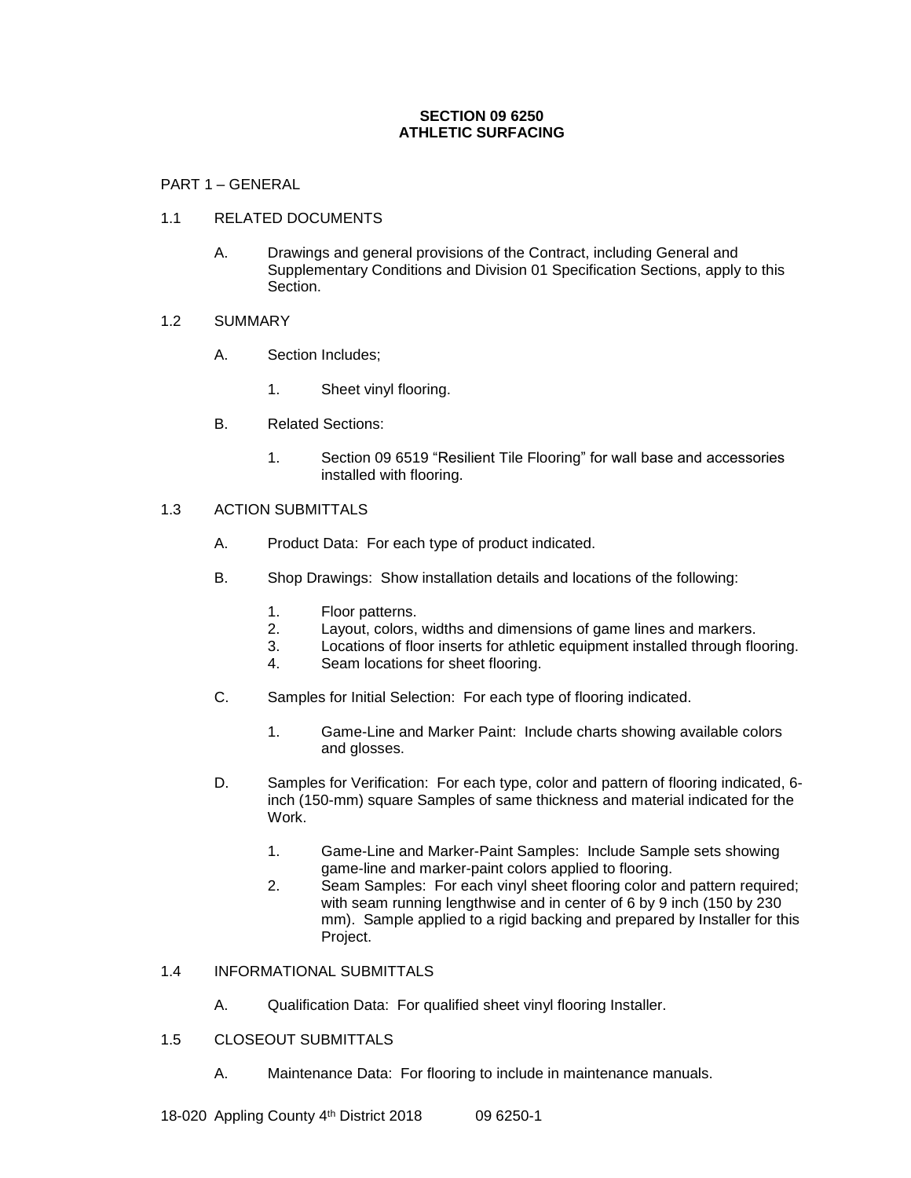**SECTION 09 6250**
**ATHLETIC SURFACING**

PART 1 – GENERAL

1.1 RELATED DOCUMENTS

A. Drawings and general provisions of the Contract, including General and Supplementary Conditions and Division 01 Specification Sections, apply to this Section.

1.2 SUMMARY

A. Section Includes;

1. Sheet vinyl flooring.

B. Related Sections:

1. Section 09 6519 "Resilient Tile Flooring" for wall base and accessories installed with flooring.

1.3 ACTION SUBMITTALS

A. Product Data: For each type of product indicated.

B. Shop Drawings: Show installation details and locations of the following:

1. Floor patterns.
2. Layout, colors, widths and dimensions of game lines and markers.
3. Locations of floor inserts for athletic equipment installed through flooring.
4. Seam locations for sheet flooring.

C. Samples for Initial Selection: For each type of flooring indicated.

1. Game-Line and Marker Paint: Include charts showing available colors and glosses.

D. Samples for Verification: For each type, color and pattern of flooring indicated, 6-inch (150-mm) square Samples of same thickness and material indicated for the Work.

1. Game-Line and Marker-Paint Samples: Include Sample sets showing game-line and marker-paint colors applied to flooring.
2. Seam Samples: For each vinyl sheet flooring color and pattern required; with seam running lengthwise and in center of 6 by 9 inch (150 by 230 mm). Sample applied to a rigid backing and prepared by Installer for this Project.

1.4 INFORMATIONAL SUBMITTALS

A. Qualification Data: For qualified sheet vinyl flooring Installer.

1.5 CLOSEOUT SUBMITTALS

A. Maintenance Data: For flooring to include in maintenance manuals.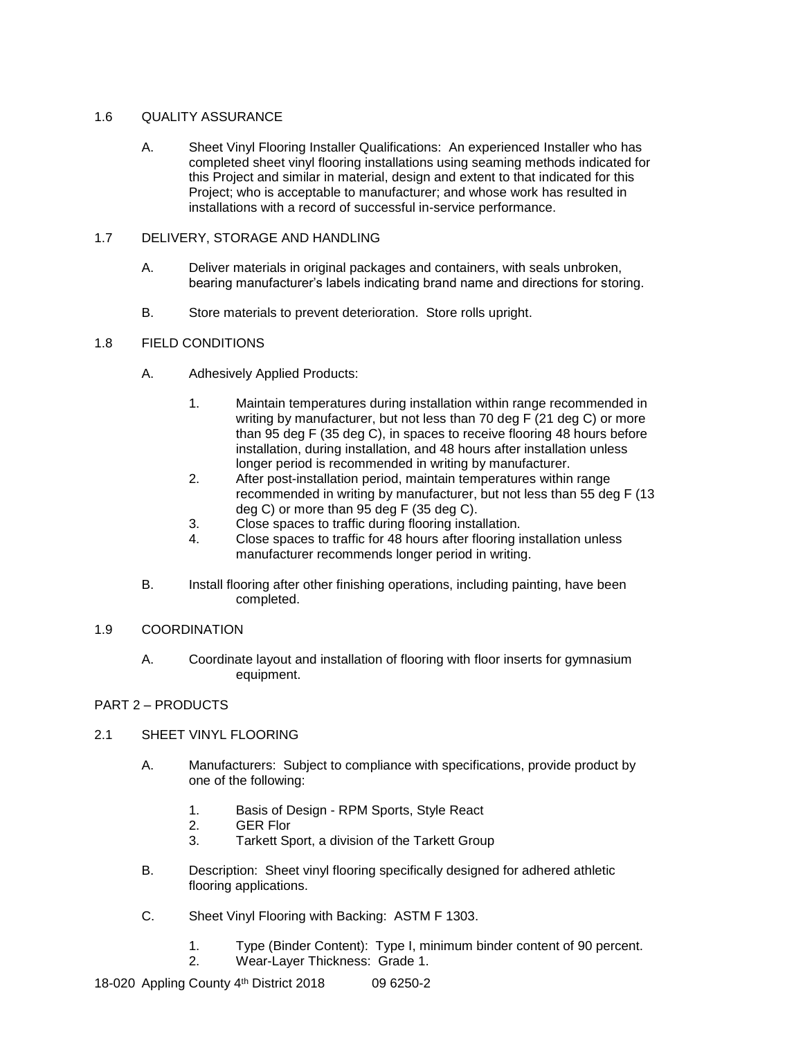## 1.6 QUALITY ASSURANCE

A. Sheet Vinyl Flooring Installer Qualifications: An experienced Installer who has completed sheet vinyl flooring installations using seaming methods indicated for this Project and similar in material, design and extent to that indicated for this Project; who is acceptable to manufacturer; and whose work has resulted in installations with a record of successful in-service performance.

## 1.7 DELIVERY, STORAGE AND HANDLING

A. Deliver materials in original packages and containers, with seals unbroken, bearing manufacturer's labels indicating brand name and directions for storing.

B. Store materials to prevent deterioration. Store rolls upright.

## 1.8 FIELD CONDITIONS

A. Adhesively Applied Products:

1. Maintain temperatures during installation within range recommended in writing by manufacturer, but not less than 70 deg F (21 deg C) or more than 95 deg F (35 deg C), in spaces to receive flooring 48 hours before installation, during installation, and 48 hours after installation unless longer period is recommended in writing by manufacturer.
2. After post-installation period, maintain temperatures within range recommended in writing by manufacturer, but not less than 55 deg F (13 deg C) or more than 95 deg F (35 deg C).
3. Close spaces to traffic during flooring installation.
4. Close spaces to traffic for 48 hours after flooring installation unless manufacturer recommends longer period in writing.

B. Install flooring after other finishing operations, including painting, have been completed.

## 1.9 COORDINATION

A. Coordinate layout and installation of flooring with floor inserts for gymnasium equipment.

# PART 2 – PRODUCTS

## 2.1 SHEET VINYL FLOORING

A. Manufacturers: Subject to compliance with specifications, provide product by one of the following:

1. Basis of Design - RPM Sports, Style React
2. GER Flor
3. Tarkett Sport, a division of the Tarkett Group

B. Description: Sheet vinyl flooring specifically designed for adhered athletic flooring applications.

C. Sheet Vinyl Flooring with Backing: ASTM F 1303.

1. Type (Binder Content): Type I, minimum binder content of 90 percent.
2. Wear-Layer Thickness: Grade 1.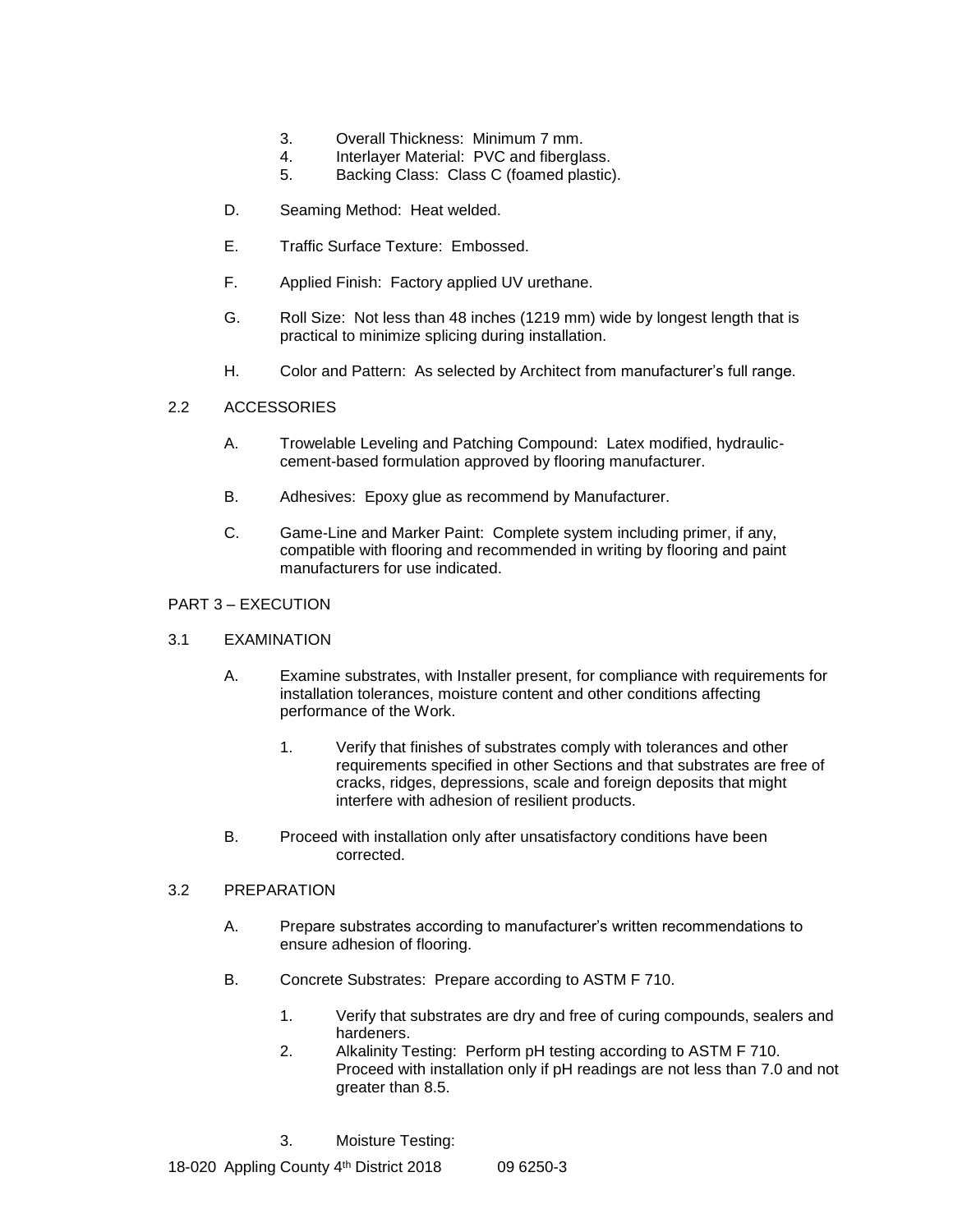3. Overall Thickness: Minimum 7 mm.
4. Interlayer Material: PVC and fiberglass.
5. Backing Class: Class C (foamed plastic).

D. Seaming Method: Heat welded.

E. Traffic Surface Texture: Embossed.

F. Applied Finish: Factory applied UV urethane.

G. Roll Size: Not less than 48 inches (1219 mm) wide by longest length that is practical to minimize splicing during installation.

H. Color and Pattern: As selected by Architect from manufacturer's full range.

## 2.2 ACCESSORIES

A. Trowelable Leveling and Patching Compound: Latex modified, hydraulic-cement-based formulation approved by flooring manufacturer.

B. Adhesives: Epoxy glue as recommend by Manufacturer.

C. Game-Line and Marker Paint: Complete system including primer, if any, compatible with flooring and recommended in writing by flooring and paint manufacturers for use indicated.

# PART 3 – EXECUTION

## 3.1 EXAMINATION

A. Examine substrates, with Installer present, for compliance with requirements for installation tolerances, moisture content and other conditions affecting performance of the Work.

1. Verify that finishes of substrates comply with tolerances and other requirements specified in other Sections and that substrates are free of cracks, ridges, depressions, scale and foreign deposits that might interfere with adhesion of resilient products.

B. Proceed with installation only after unsatisfactory conditions have been corrected.

## 3.2 PREPARATION

A. Prepare substrates according to manufacturer's written recommendations to ensure adhesion of flooring.

B. Concrete Substrates: Prepare according to ASTM F 710.

1. Verify that substrates are dry and free of curing compounds, sealers and hardeners.
2. Alkalinity Testing: Perform pH testing according to ASTM F 710. Proceed with installation only if pH readings are not less than 7.0 and not greater than 8.5.
3. Moisture Testing: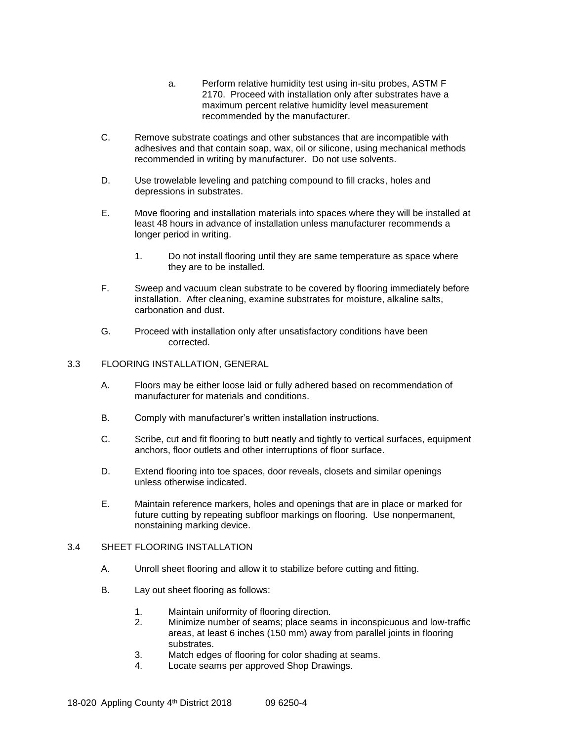a. Perform relative humidity test using in-situ probes, ASTM F 2170. Proceed with installation only after substrates have a maximum percent relative humidity level measurement recommended by the manufacturer.

C. Remove substrate coatings and other substances that are incompatible with adhesives and that contain soap, wax, oil or silicone, using mechanical methods recommended in writing by manufacturer. Do not use solvents.

D. Use trowelable leveling and patching compound to fill cracks, holes and depressions in substrates.

E. Move flooring and installation materials into spaces where they will be installed at least 48 hours in advance of installation unless manufacturer recommends a longer period in writing.

   1. Do not install flooring until they are same temperature as space where they are to be installed.

F. Sweep and vacuum clean substrate to be covered by flooring immediately before installation. After cleaning, examine substrates for moisture, alkaline salts, carbonation and dust.

G. Proceed with installation only after unsatisfactory conditions have been corrected.

## 3.3 FLOORING INSTALLATION, GENERAL

A. Floors may be either loose laid or fully adhered based on recommendation of manufacturer for materials and conditions.

B. Comply with manufacturer's written installation instructions.

C. Scribe, cut and fit flooring to butt neatly and tightly to vertical surfaces, equipment anchors, floor outlets and other interruptions of floor surface.

D. Extend flooring into toe spaces, door reveals, closets and similar openings unless otherwise indicated.

E. Maintain reference markers, holes and openings that are in place or marked for future cutting by repeating subfloor markings on flooring. Use nonpermanent, nonstaining marking device.

## 3.4 SHEET FLOORING INSTALLATION

A. Unroll sheet flooring and allow it to stabilize before cutting and fitting.

B. Lay out sheet flooring as follows:

   1. Maintain uniformity of flooring direction.
   2. Minimize number of seams; place seams in inconspicuous and low-traffic areas, at least 6 inches (150 mm) away from parallel joints in flooring substrates.
   3. Match edges of flooring for color shading at seams.
   4. Locate seams per approved Shop Drawings.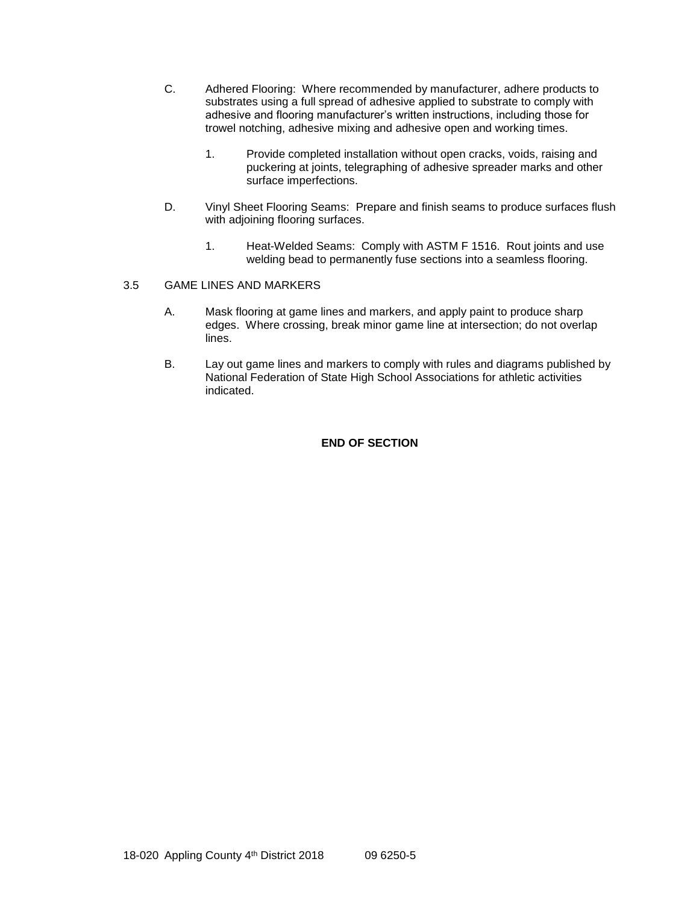C. Adhered Flooring: Where recommended by manufacturer, adhere products to substrates using a full spread of adhesive applied to substrate to comply with adhesive and flooring manufacturer's written instructions, including those for trowel notching, adhesive mixing and adhesive open and working times.

   1. Provide completed installation without open cracks, voids, raising and puckering at joints, telegraphing of adhesive spreader marks and other surface imperfections.

D. Vinyl Sheet Flooring Seams: Prepare and finish seams to produce surfaces flush with adjoining flooring surfaces.

   1. Heat-Welded Seams: Comply with ASTM F 1516. Rout joints and use welding bead to permanently fuse sections into a seamless flooring.

### 3.5 GAME LINES AND MARKERS

A. Mask flooring at game lines and markers, and apply paint to produce sharp edges. Where crossing, break minor game line at intersection; do not overlap lines.

B. Lay out game lines and markers to comply with rules and diagrams published by National Federation of State High School Associations for athletic activities indicated.

**END OF SECTION**